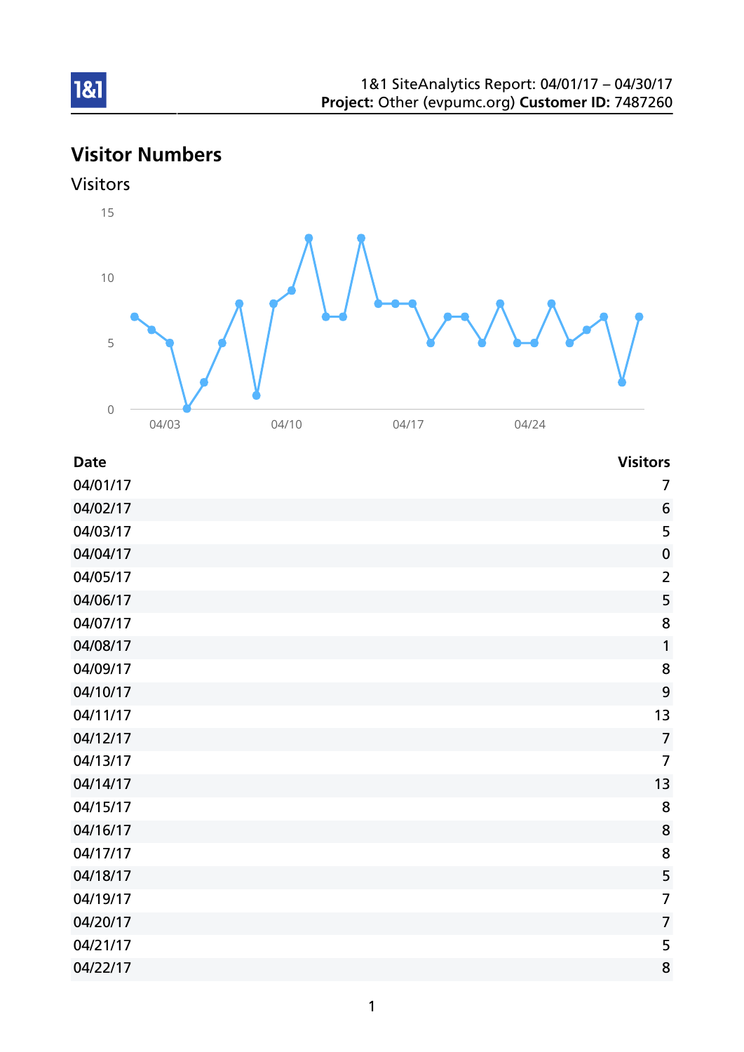1&1 SiteAnalytics Report: 04/01/17 – 04/30/17
**Project:** Other (evpumc.org) **Customer ID:** 7487260

## Visitor Numbers

### Visitors

| Date | Visitors |
|---|---|
| 04/01/17 | 7 |
| 04/02/17 | 6 |
| 04/03/17 | 5 |
| 04/04/17 | 0 |
| 04/05/17 | 2 |
| 04/06/17 | 5 |
| 04/07/17 | 8 |
| 04/08/17 | 1 |
| 04/09/17 | 8 |
| 04/10/17 | 9 |
| 04/11/17 | 13 |
| 04/12/17 | 7 |
| 04/13/17 | 7 |
| 04/14/17 | 13 |
| 04/15/17 | 8 |
| 04/16/17 | 8 |
| 04/17/17 | 8 |
| 04/18/17 | 5 |
| 04/19/17 | 7 |
| 04/20/17 | 7 |
| 04/21/17 | 5 |
| 04/22/17 | 8 |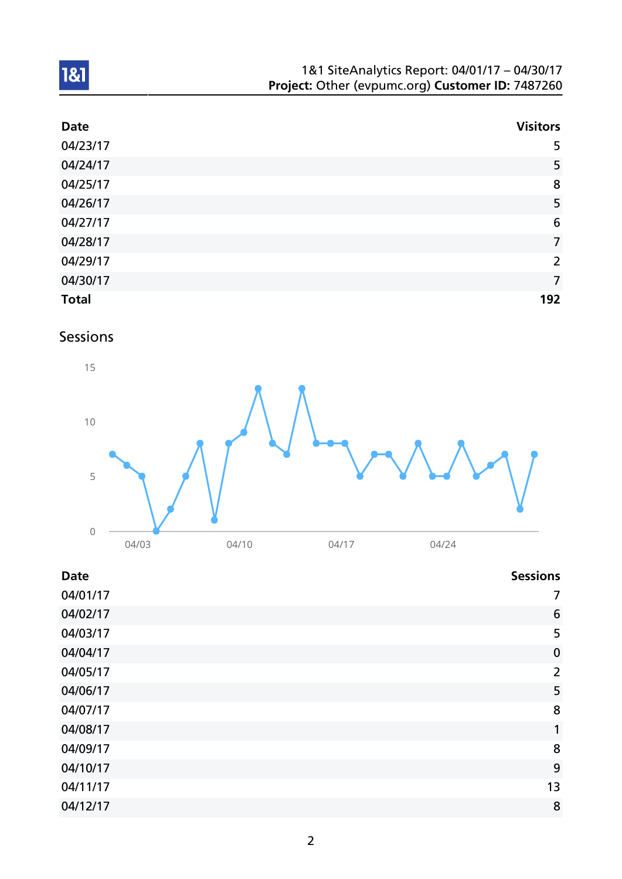| Date | Visitors |
|---|---|
| 04/23/17 | 5 |
| 04/24/17 | 5 |
| 04/25/17 | 8 |
| 04/26/17 | 5 |
| 04/27/17 | 6 |
| 04/28/17 | 7 |
| 04/29/17 | 2 |
| 04/30/17 | 7 |
| **Total** | **192** |

## Sessions

| Date | Sessions |
|---|---|
| 04/01/17 | 7 |
| 04/02/17 | 6 |
| 04/03/17 | 5 |
| 04/04/17 | 0 |
| 04/05/17 | 2 |
| 04/06/17 | 5 |
| 04/07/17 | 8 |
| 04/08/17 | 1 |
| 04/09/17 | 8 |
| 04/10/17 | 9 |
| 04/11/17 | 13 |
| 04/12/17 | 8 |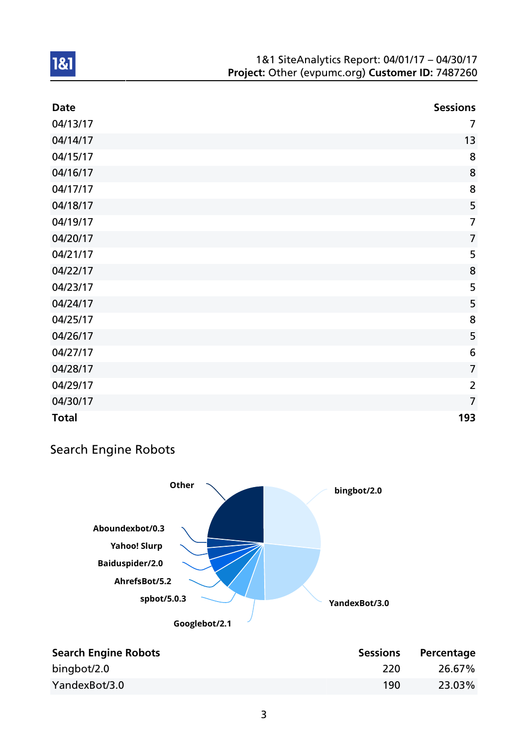| Date | Sessions |
|---|---|
| 04/13/17 | 7 |
| 04/14/17 | 13 |
| 04/15/17 | 8 |
| 04/16/17 | 8 |
| 04/17/17 | 8 |
| 04/18/17 | 5 |
| 04/19/17 | 7 |
| 04/20/17 | 7 |
| 04/21/17 | 5 |
| 04/22/17 | 8 |
| 04/23/17 | 5 |
| 04/24/17 | 5 |
| 04/25/17 | 8 |
| 04/26/17 | 5 |
| 04/27/17 | 6 |
| 04/28/17 | 7 |
| 04/29/17 | 2 |
| 04/30/17 | 7 |
| **Total** | **193** |

## Search Engine Robots

| Search Engine Robots | Sessions | Percentage |
|---|---|---|
| bingbot/2.0 | 220 | 26.67% |
| YandexBot/3.0 | 190 | 23.03% |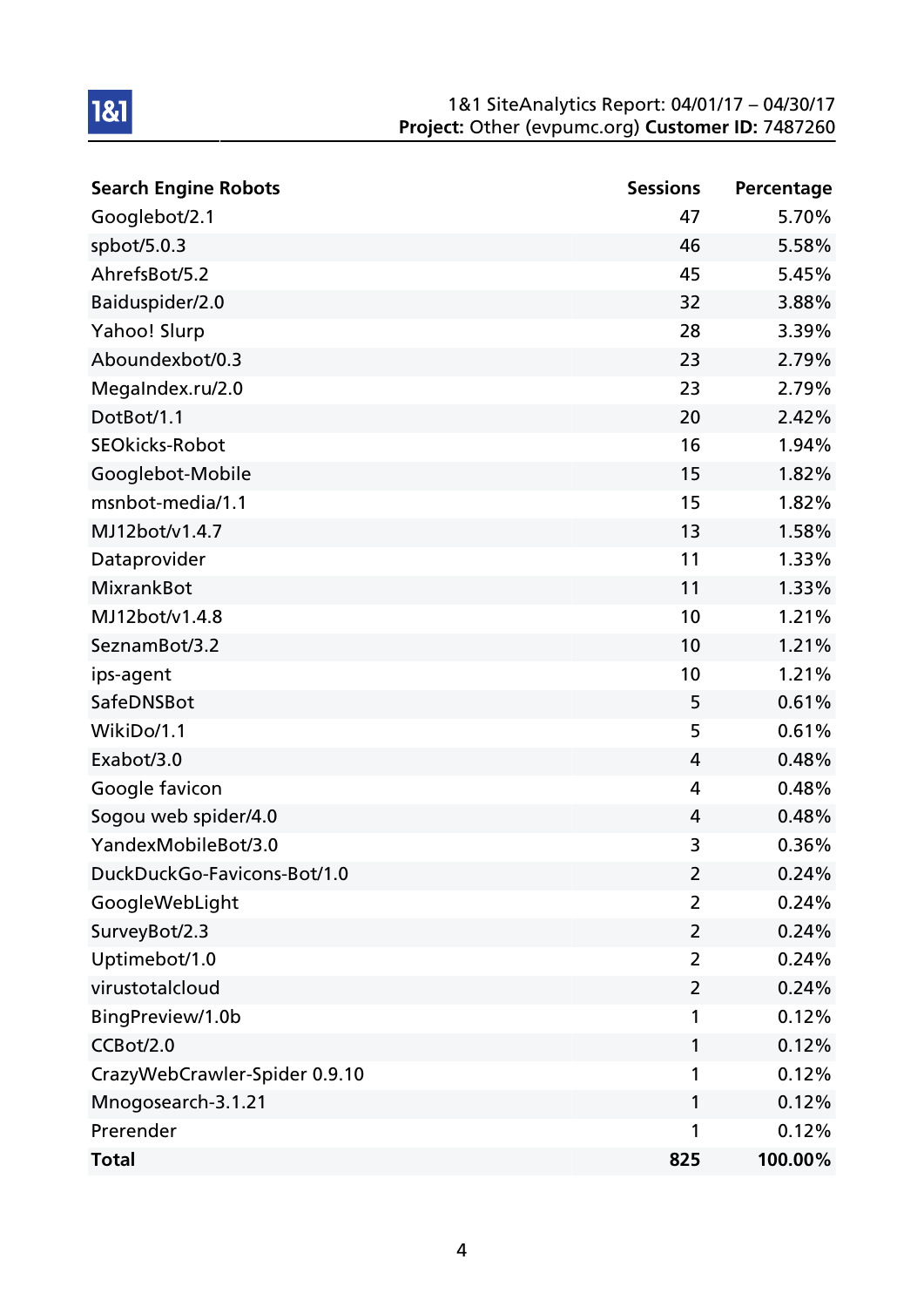| Search Engine Robots | Sessions | Percentage |
|---|---|---|
| Googlebot/2.1 | 47 | 5.70% |
| spbot/5.0.3 | 46 | 5.58% |
| AhrefsBot/5.2 | 45 | 5.45% |
| Baiduspider/2.0 | 32 | 3.88% |
| Yahoo! Slurp | 28 | 3.39% |
| Aboundexbot/0.3 | 23 | 2.79% |
| MegaIndex.ru/2.0 | 23 | 2.79% |
| DotBot/1.1 | 20 | 2.42% |
| SEOkicks-Robot | 16 | 1.94% |
| Googlebot-Mobile | 15 | 1.82% |
| msnbot-media/1.1 | 15 | 1.82% |
| MJ12bot/v1.4.7 | 13 | 1.58% |
| Dataprovider | 11 | 1.33% |
| MixrankBot | 11 | 1.33% |
| MJ12bot/v1.4.8 | 10 | 1.21% |
| SeznamBot/3.2 | 10 | 1.21% |
| ips-agent | 10 | 1.21% |
| SafeDNSBot | 5 | 0.61% |
| WikiDo/1.1 | 5 | 0.61% |
| Exabot/3.0 | 4 | 0.48% |
| Google favicon | 4 | 0.48% |
| Sogou web spider/4.0 | 4 | 0.48% |
| YandexMobileBot/3.0 | 3 | 0.36% |
| DuckDuckGo-Favicons-Bot/1.0 | 2 | 0.24% |
| GoogleWebLight | 2 | 0.24% |
| SurveyBot/2.3 | 2 | 0.24% |
| Uptimebot/1.0 | 2 | 0.24% |
| virustotalcloud | 2 | 0.24% |
| BingPreview/1.0b | 1 | 0.12% |
| CCBot/2.0 | 1 | 0.12% |
| CrazyWebCrawler-Spider 0.9.10 | 1 | 0.12% |
| Mnogosearch-3.1.21 | 1 | 0.12% |
| Prerender | 1 | 0.12% |
| **Total** | **825** | **100.00%** |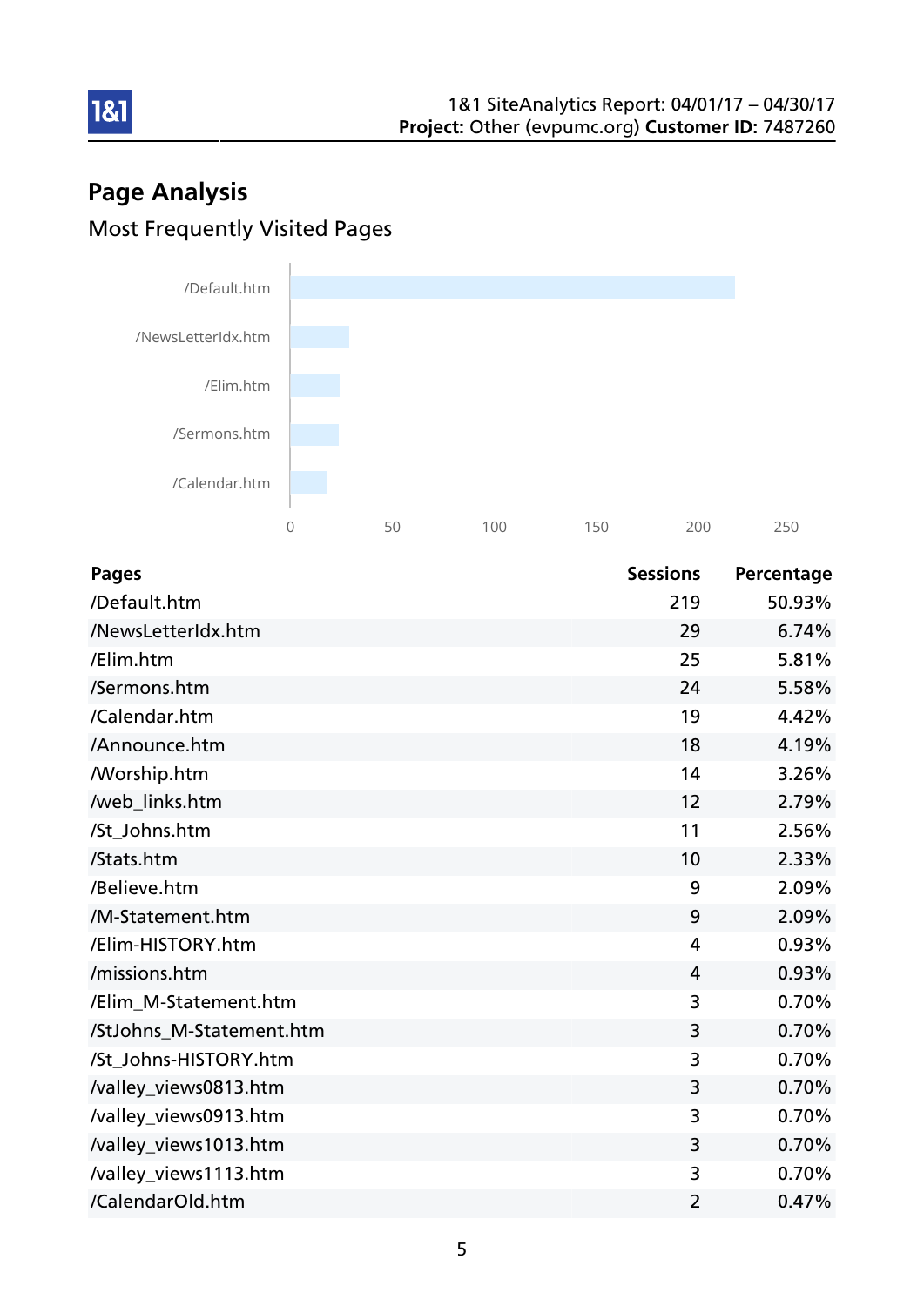## Page Analysis

Most Frequently Visited Pages

| Pages | Sessions | Percentage |
|---|---|---|
| /Default.htm | 219 | 50.93% |
| /NewsLetterIdx.htm | 29 | 6.74% |
| /Elim.htm | 25 | 5.81% |
| /Sermons.htm | 24 | 5.58% |
| /Calendar.htm | 19 | 4.42% |
| /Announce.htm | 18 | 4.19% |
| /Worship.htm | 14 | 3.26% |
| /web_links.htm | 12 | 2.79% |
| /St_Johns.htm | 11 | 2.56% |
| /Stats.htm | 10 | 2.33% |
| /Believe.htm | 9 | 2.09% |
| /M-Statement.htm | 9 | 2.09% |
| /Elim-HISTORY.htm | 4 | 0.93% |
| /missions.htm | 4 | 0.93% |
| /Elim_M-Statement.htm | 3 | 0.70% |
| /StJohns_M-Statement.htm | 3 | 0.70% |
| /St_Johns-HISTORY.htm | 3 | 0.70% |
| /valley_views0813.htm | 3 | 0.70% |
| /valley_views0913.htm | 3 | 0.70% |
| /valley_views1013.htm | 3 | 0.70% |
| /valley_views1113.htm | 3 | 0.70% |
| /CalendarOld.htm | 2 | 0.47% |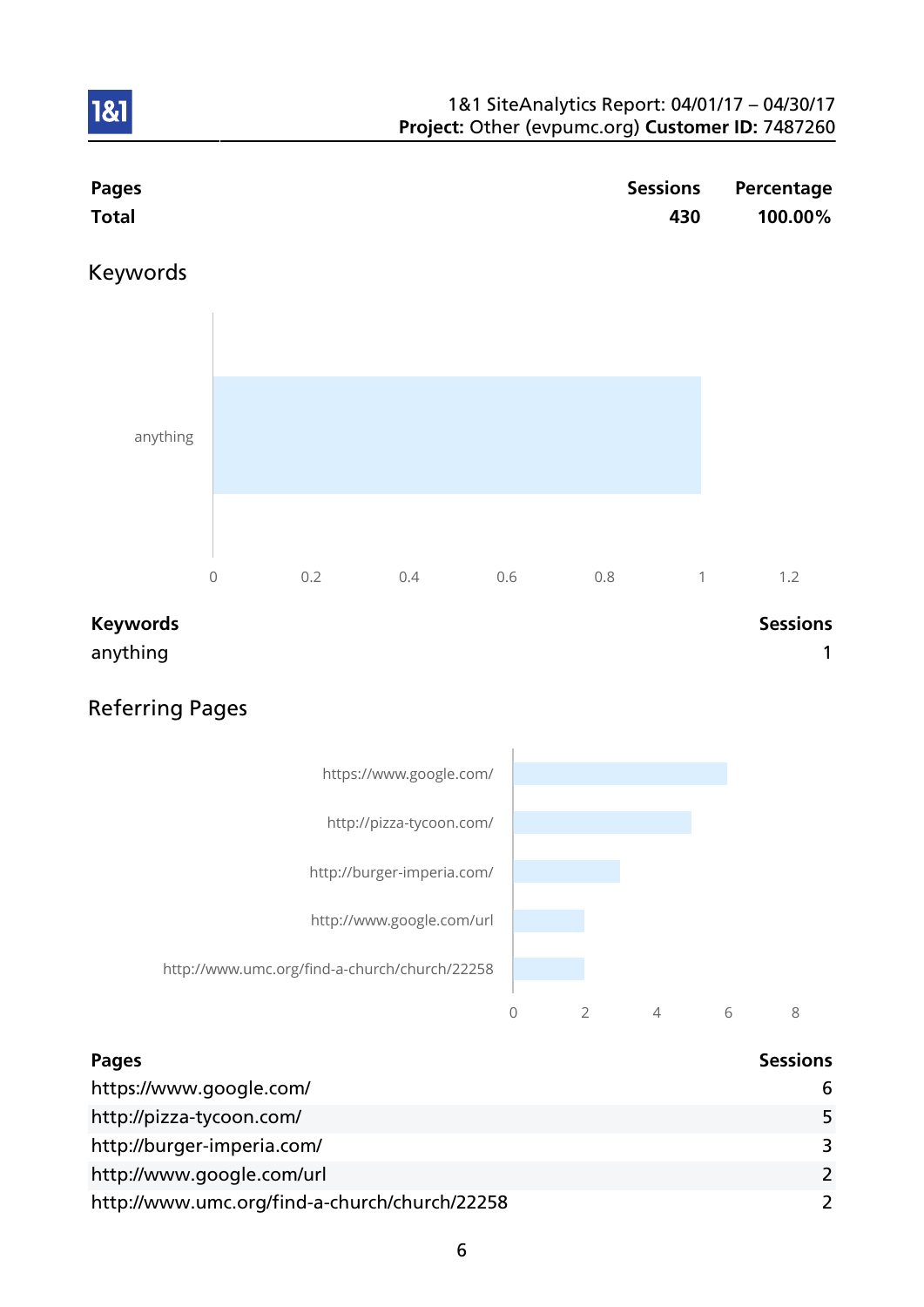| Pages | Sessions | Percentage |
|---|---|---|
| **Total** | **430** | **100.00%** |

## Keywords

| Keywords | Sessions |
|---|---|
| anything | 1 |

## Referring Pages

| Pages | Sessions |
|---|---|
| https://www.google.com/ | 6 |
| http://pizza-tycoon.com/ | 5 |
| http://burger-imperia.com/ | 3 |
| http://www.google.com/url | 2 |
| http://www.umc.org/find-a-church/church/22258 | 2 |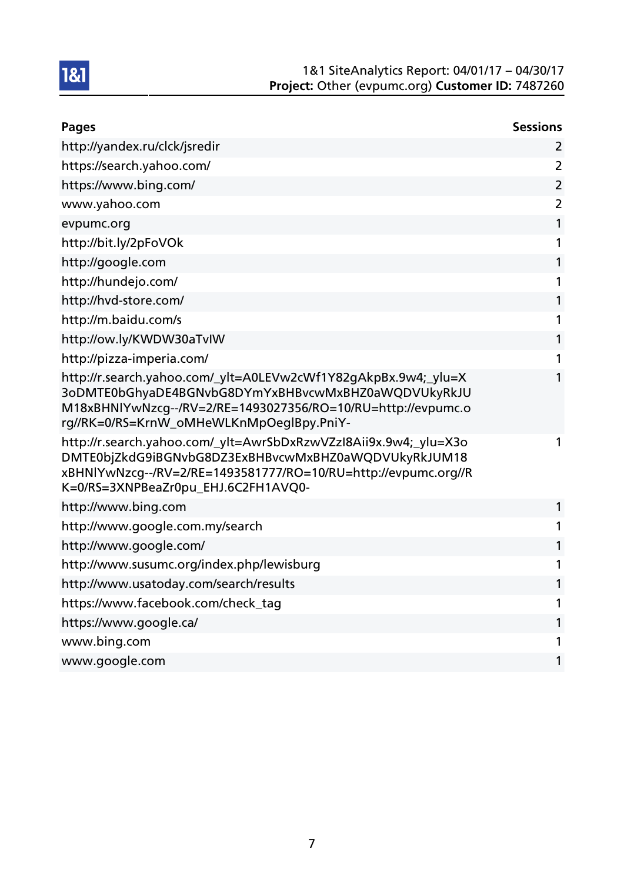| Pages | Sessions |
|---|---|
| http://yandex.ru/clck/jsredir | 2 |
| https://search.yahoo.com/ | 2 |
| https://www.bing.com/ | 2 |
| www.yahoo.com | 2 |
| evpumc.org | 1 |
| http://bit.ly/2pFoVOk | 1 |
| http://google.com | 1 |
| http://hundejo.com/ | 1 |
| http://hvd-store.com/ | 1 |
| http://m.baidu.com/s | 1 |
| http://ow.ly/KWDW30aTvIW | 1 |
| http://pizza-imperia.com/ | 1 |
| http://r.search.yahoo.com/_ylt=A0LEVw2cWf1Y82gAkpBx.9w4;_ylu=X3oDMTE0bGhyaDE4BGNvbG8DYmYxBHBvcwMxBHZ0aWQDVUkyRkJUM18xBHNlYwNzcg--/RV=2/RE=1493027356/RO=10/RU=http://evpumc.org//RK=0/RS=KrnW_oMHeWLKnMpOeglBpy.PniY- | 1 |
| http://r.search.yahoo.com/_ylt=AwrSbDxRzwVZzI8Aii9x.9w4;_ylu=X3oDMTE0bjZkdG9iBGNvbG8DZ3ExBHBvcwMxBHZ0aWQDVUkyRkJUM18xBHNlYwNzcg--/RV=2/RE=1493581777/RO=10/RU=http://evpumc.org//RK=0/RS=3XNPBeaZr0pu_EHJ.6C2FH1AVQ0- | 1 |
| http://www.bing.com | 1 |
| http://www.google.com.my/search | 1 |
| http://www.google.com/ | 1 |
| http://www.susumc.org/index.php/lewisburg | 1 |
| http://www.usatoday.com/search/results | 1 |
| https://www.facebook.com/check_tag | 1 |
| https://www.google.ca/ | 1 |
| www.bing.com | 1 |
| www.google.com | 1 |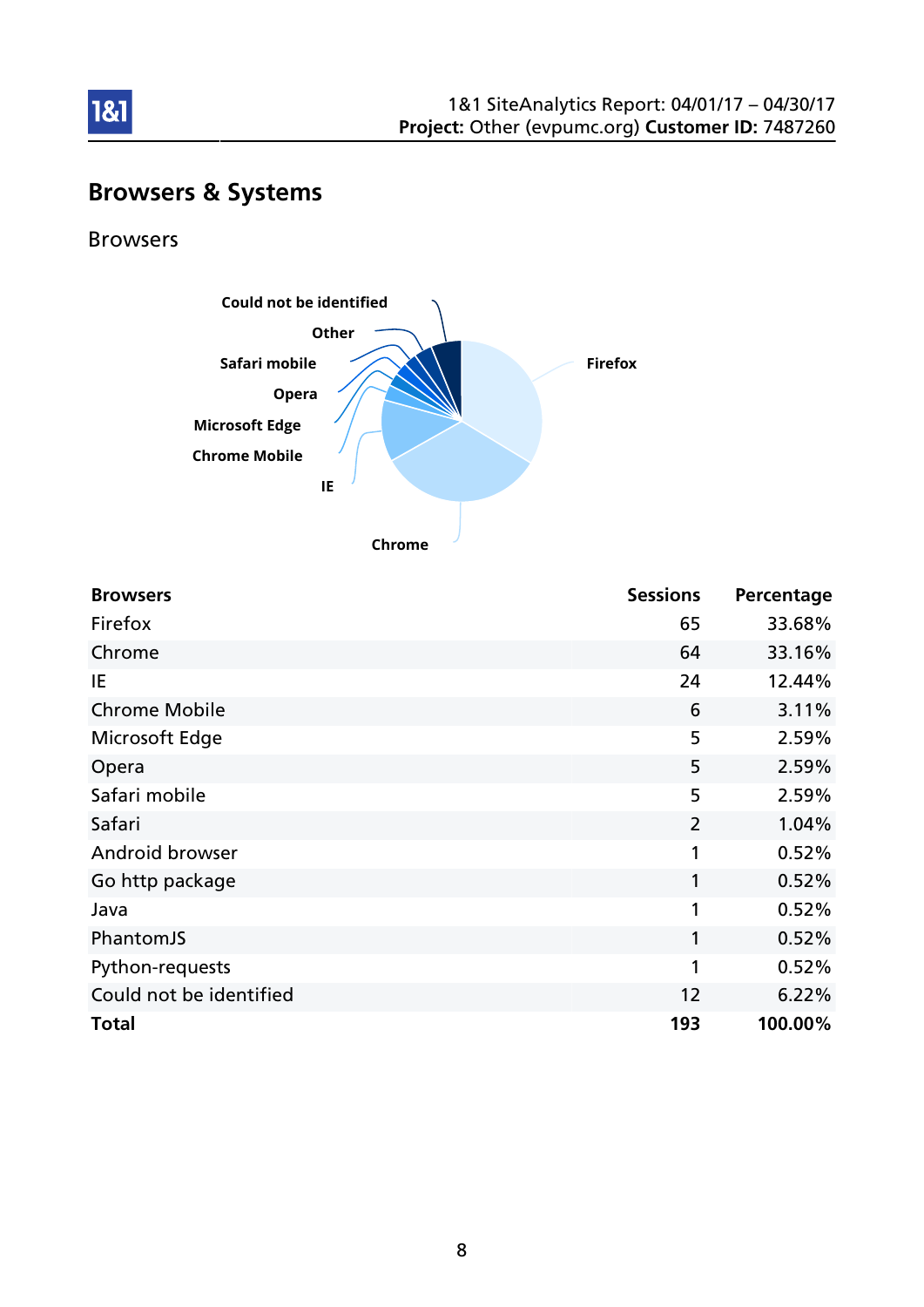# Browsers & Systems

## Browsers

| Browsers | Sessions | Percentage |
|---|---|---|
| Firefox | 65 | 33.68% |
| Chrome | 64 | 33.16% |
| IE | 24 | 12.44% |
| Chrome Mobile | 6 | 3.11% |
| Microsoft Edge | 5 | 2.59% |
| Opera | 5 | 2.59% |
| Safari mobile | 5 | 2.59% |
| Safari | 2 | 1.04% |
| Android browser | 1 | 0.52% |
| Go http package | 1 | 0.52% |
| Java | 1 | 0.52% |
| PhantomJS | 1 | 0.52% |
| Python-requests | 1 | 0.52% |
| Could not be identified | 12 | 6.22% |
| **Total** | **193** | **100.00%** |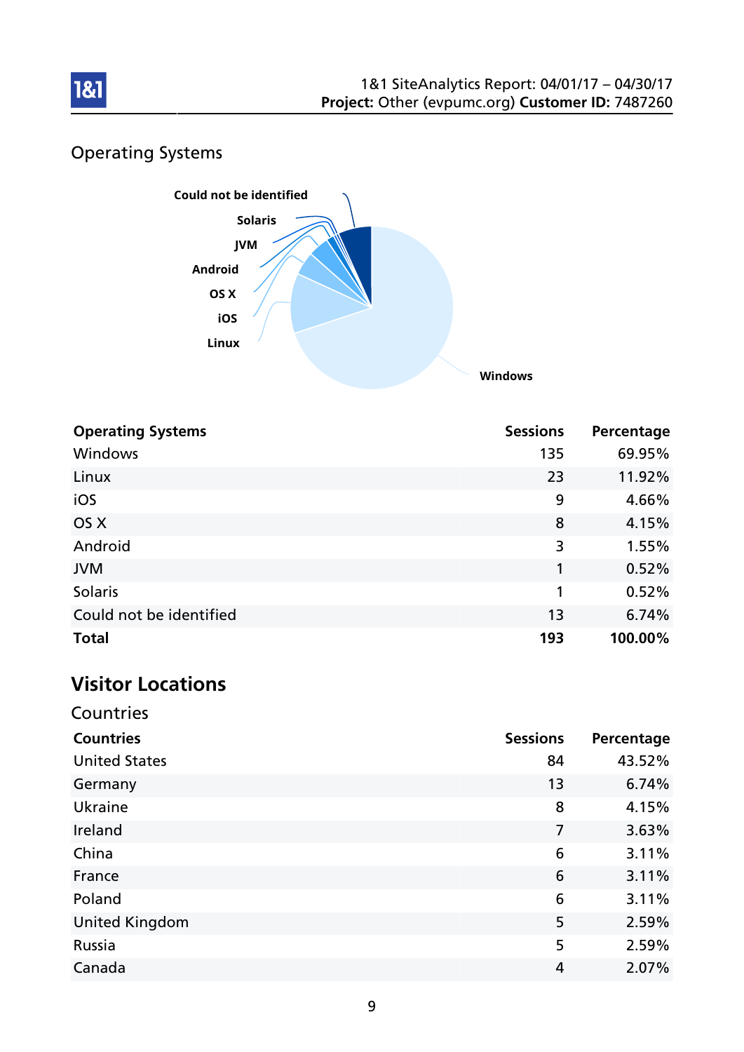## Operating Systems

| Operating Systems | Sessions | Percentage |
| --- | --- | --- |
| Windows | 135 | 69.95% |
| Linux | 23 | 11.92% |
| iOS | 9 | 4.66% |
| OS X | 8 | 4.15% |
| Android | 3 | 1.55% |
| JVM | 1 | 0.52% |
| Solaris | 1 | 0.52% |
| Could not be identified | 13 | 6.74% |
| **Total** | **193** | **100.00%** |

# Visitor Locations

## Countries

| Countries | Sessions | Percentage |
| --- | --- | --- |
| United States | 84 | 43.52% |
| Germany | 13 | 6.74% |
| Ukraine | 8 | 4.15% |
| Ireland | 7 | 3.63% |
| China | 6 | 3.11% |
| France | 6 | 3.11% |
| Poland | 6 | 3.11% |
| United Kingdom | 5 | 2.59% |
| Russia | 5 | 2.59% |
| Canada | 4 | 2.07% |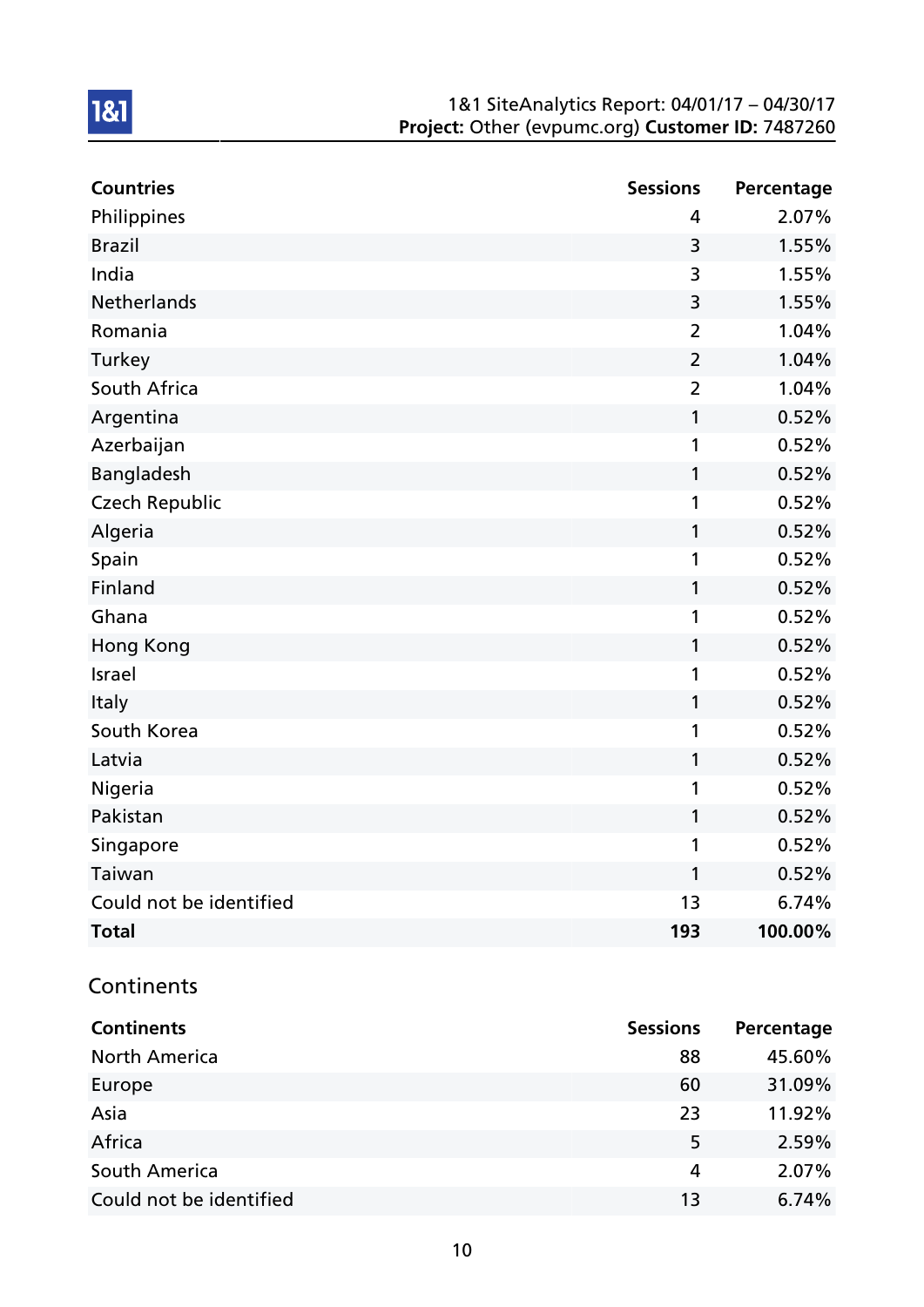| Countries | Sessions | Percentage |
|---|---|---|
| Philippines | 4 | 2.07% |
| Brazil | 3 | 1.55% |
| India | 3 | 1.55% |
| Netherlands | 3 | 1.55% |
| Romania | 2 | 1.04% |
| Turkey | 2 | 1.04% |
| South Africa | 2 | 1.04% |
| Argentina | 1 | 0.52% |
| Azerbaijan | 1 | 0.52% |
| Bangladesh | 1 | 0.52% |
| Czech Republic | 1 | 0.52% |
| Algeria | 1 | 0.52% |
| Spain | 1 | 0.52% |
| Finland | 1 | 0.52% |
| Ghana | 1 | 0.52% |
| Hong Kong | 1 | 0.52% |
| Israel | 1 | 0.52% |
| Italy | 1 | 0.52% |
| South Korea | 1 | 0.52% |
| Latvia | 1 | 0.52% |
| Nigeria | 1 | 0.52% |
| Pakistan | 1 | 0.52% |
| Singapore | 1 | 0.52% |
| Taiwan | 1 | 0.52% |
| Could not be identified | 13 | 6.74% |
| **Total** | **193** | **100.00%** |

## Continents

| Continents | Sessions | Percentage |
|---|---|---|
| North America | 88 | 45.60% |
| Europe | 60 | 31.09% |
| Asia | 23 | 11.92% |
| Africa | 5 | 2.59% |
| South America | 4 | 2.07% |
| Could not be identified | 13 | 6.74% |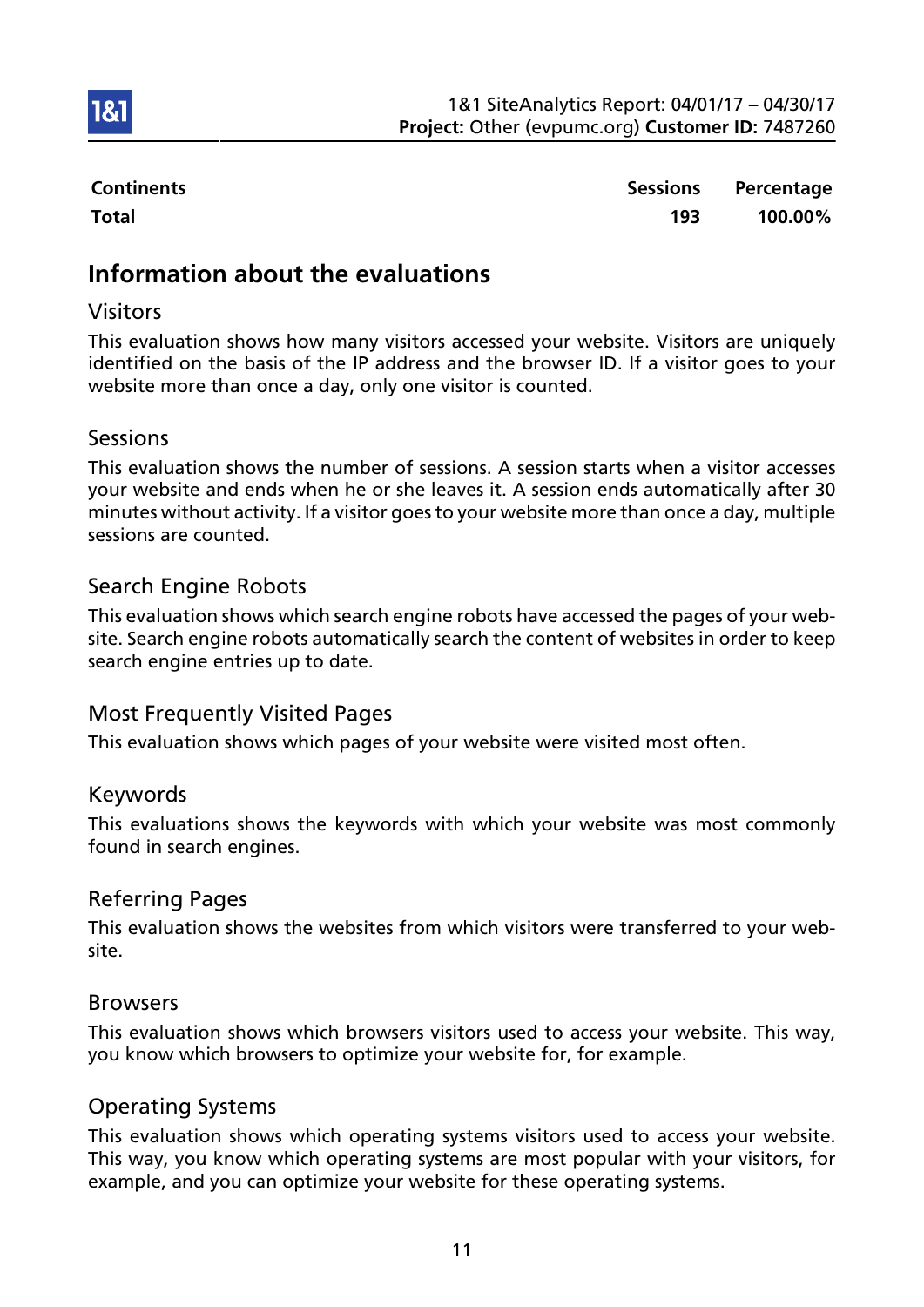| Continents | Sessions | Percentage |
|---|---|---|
| **Total** | **193** | **100.00%** |

## Information about the evaluations

### Visitors

This evaluation shows how many visitors accessed your website. Visitors are uniquely identified on the basis of the IP address and the browser ID. If a visitor goes to your website more than once a day, only one visitor is counted.

### Sessions

This evaluation shows the number of sessions. A session starts when a visitor accesses your website and ends when he or she leaves it. A session ends automatically after 30 minutes without activity. If a visitor goes to your website more than once a day, multiple sessions are counted.

### Search Engine Robots

This evaluation shows which search engine robots have accessed the pages of your website. Search engine robots automatically search the content of websites in order to keep search engine entries up to date.

### Most Frequently Visited Pages

This evaluation shows which pages of your website were visited most often.

### Keywords

This evaluations shows the keywords with which your website was most commonly found in search engines.

### Referring Pages

This evaluation shows the websites from which visitors were transferred to your website.

### Browsers

This evaluation shows which browsers visitors used to access your website. This way, you know which browsers to optimize your website for, for example.

### Operating Systems

This evaluation shows which operating systems visitors used to access your website. This way, you know which operating systems are most popular with your visitors, for example, and you can optimize your website for these operating systems.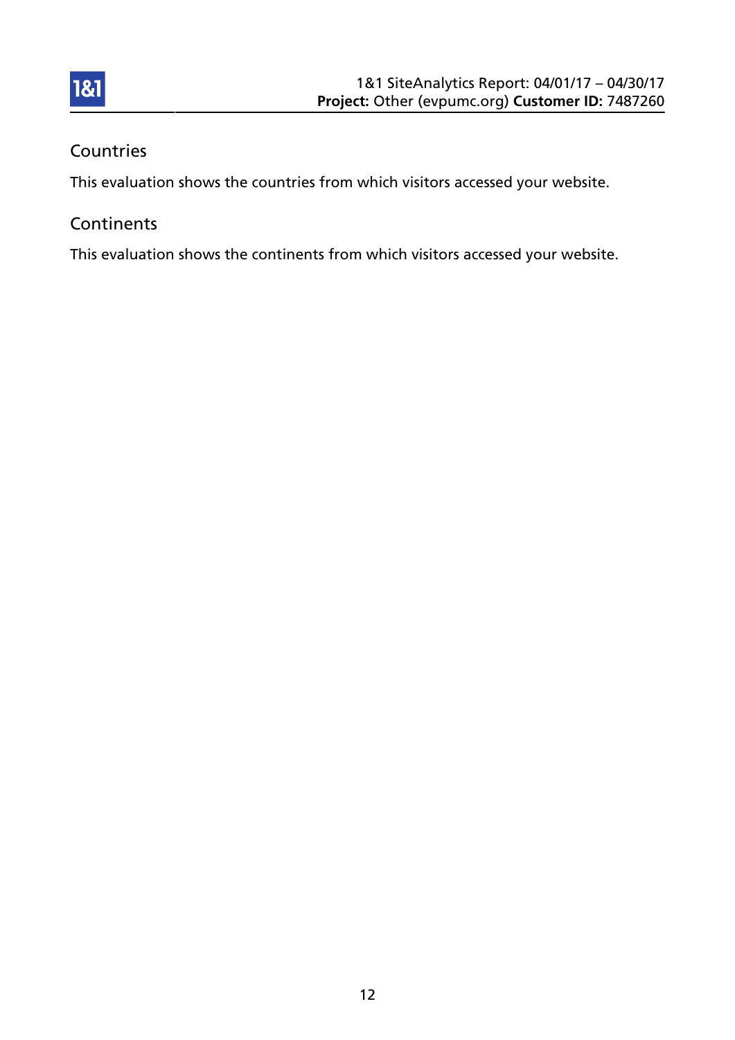## Countries

This evaluation shows the countries from which visitors accessed your website.

## Continents

This evaluation shows the continents from which visitors accessed your website.